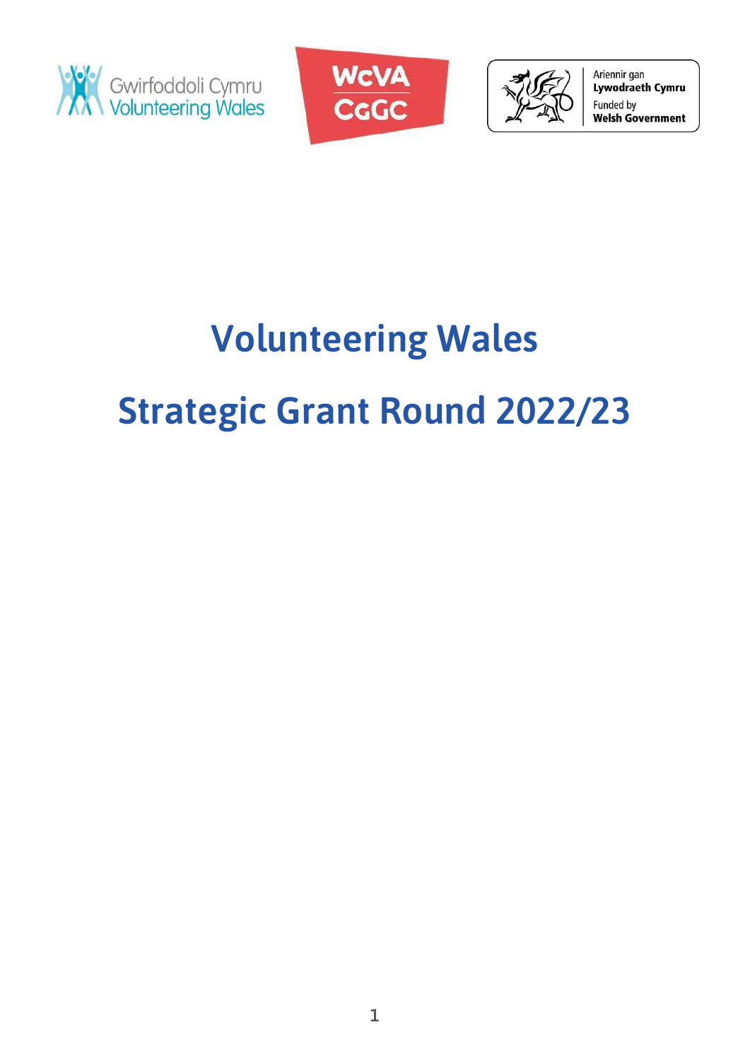Gwirfoddoli Cymru
Volunteering Wales

WCVA
CGGC

Ariennir gan
**Lywodraeth Cymru**
Funded by
**Welsh Government**

# Volunteering Wales

# Strategic Grant Round 2022/23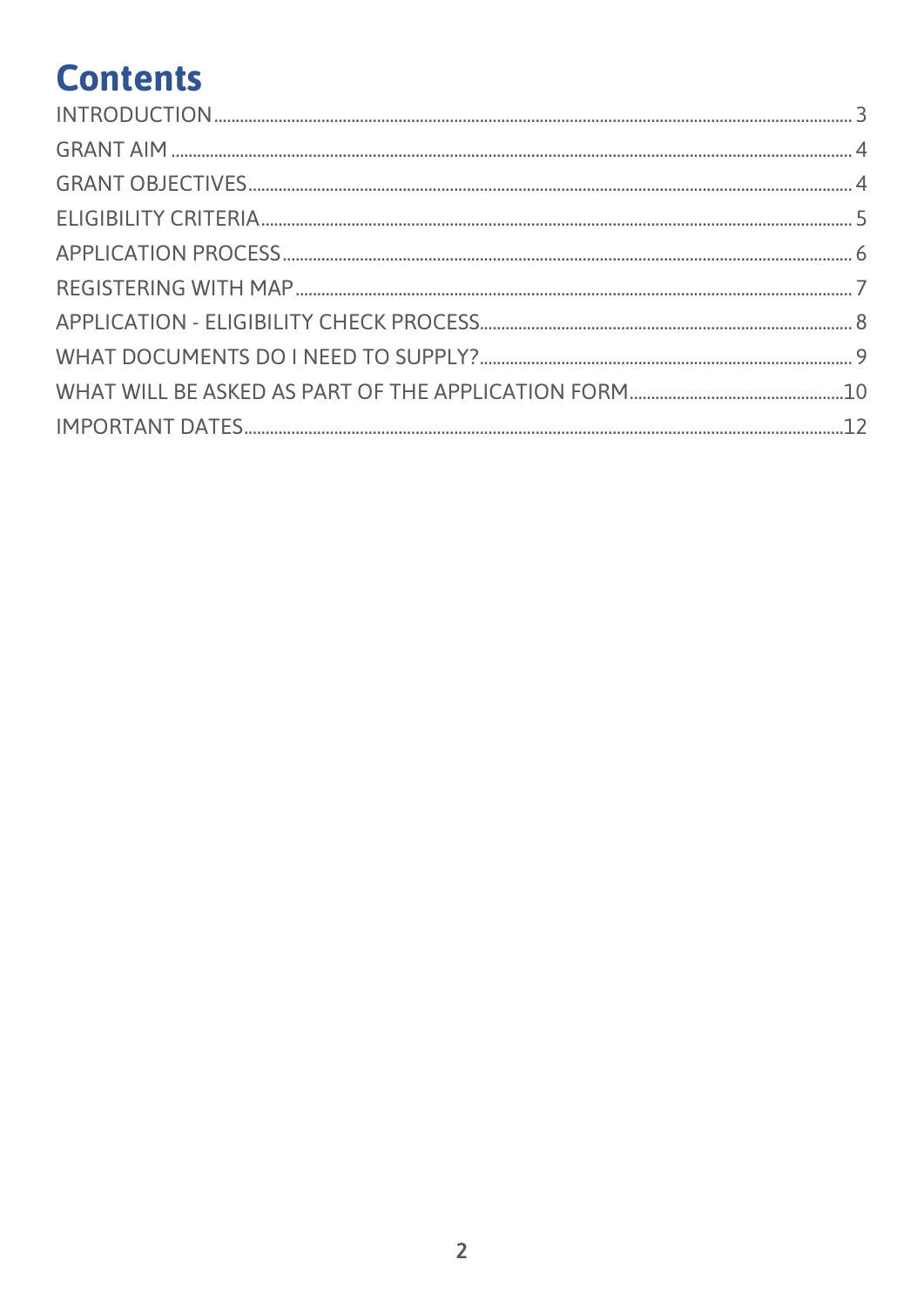# Contents

INTRODUCTION ..... 3
GRANT AIM ..... 4
GRANT OBJECTIVES ..... 4
ELIGIBILITY CRITERIA ..... 5
APPLICATION PROCESS ..... 6
REGISTERING WITH MAP ..... 7
APPLICATION - ELIGIBILITY CHECK PROCESS ..... 8
WHAT DOCUMENTS DO I NEED TO SUPPLY? ..... 9
WHAT WILL BE ASKED AS PART OF THE APPLICATION FORM ..... 10
IMPORTANT DATES ..... 12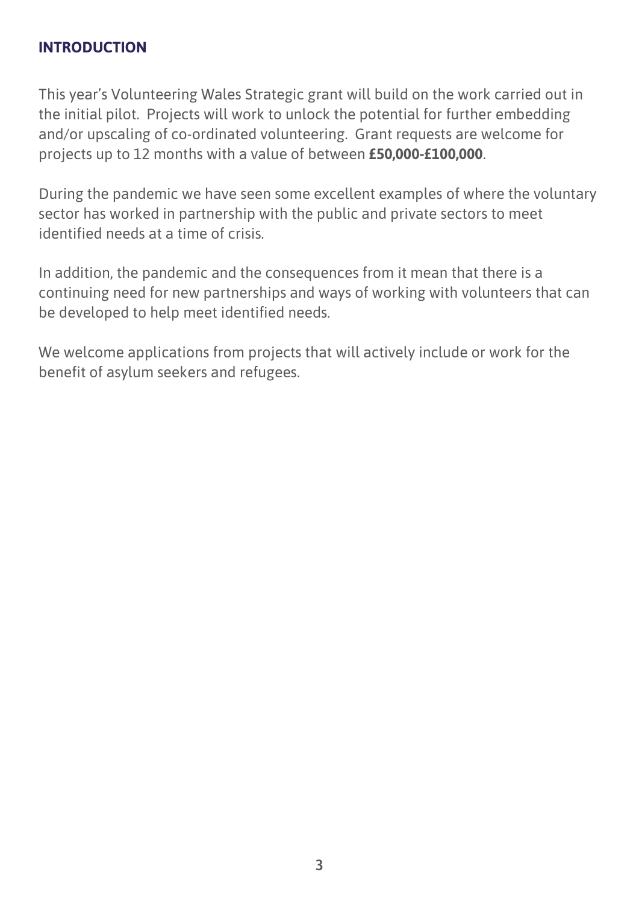## INTRODUCTION

This year's Volunteering Wales Strategic grant will build on the work carried out in the initial pilot. Projects will work to unlock the potential for further embedding and/or upscaling of co-ordinated volunteering. Grant requests are welcome for projects up to 12 months with a value of between **£50,000-£100,000**.

During the pandemic we have seen some excellent examples of where the voluntary sector has worked in partnership with the public and private sectors to meet identified needs at a time of crisis.

In addition, the pandemic and the consequences from it mean that there is a continuing need for new partnerships and ways of working with volunteers that can be developed to help meet identified needs.

We welcome applications from projects that will actively include or work for the benefit of asylum seekers and refugees.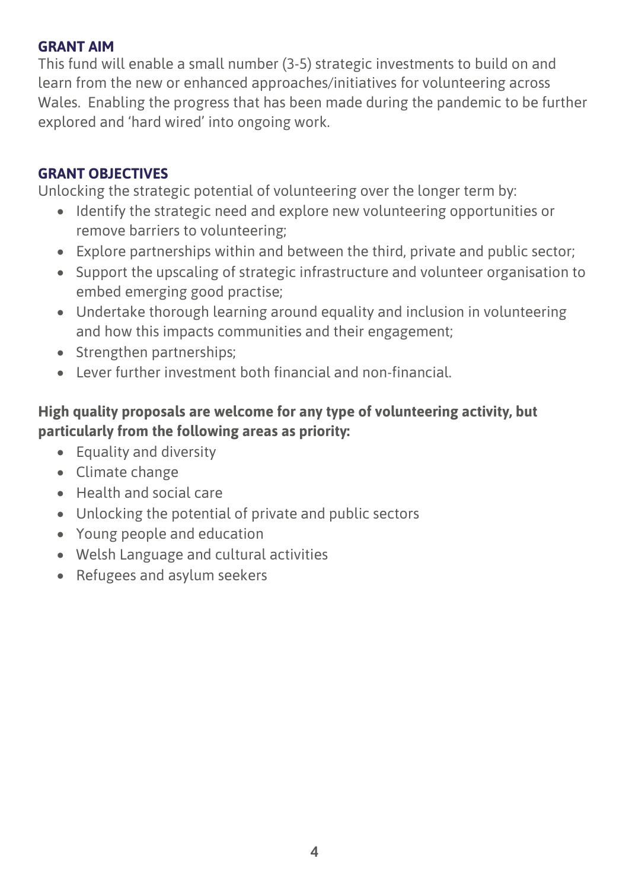## GRANT AIM

This fund will enable a small number (3-5) strategic investments to build on and learn from the new or enhanced approaches/initiatives for volunteering across Wales. Enabling the progress that has been made during the pandemic to be further explored and 'hard wired' into ongoing work.

## GRANT OBJECTIVES

Unlocking the strategic potential of volunteering over the longer term by:

- Identify the strategic need and explore new volunteering opportunities or remove barriers to volunteering;
- Explore partnerships within and between the third, private and public sector;
- Support the upscaling of strategic infrastructure and volunteer organisation to embed emerging good practise;
- Undertake thorough learning around equality and inclusion in volunteering and how this impacts communities and their engagement;
- Strengthen partnerships;
- Lever further investment both financial and non-financial.

**High quality proposals are welcome for any type of volunteering activity, but particularly from the following areas as priority:**

- Equality and diversity
- Climate change
- Health and social care
- Unlocking the potential of private and public sectors
- Young people and education
- Welsh Language and cultural activities
- Refugees and asylum seekers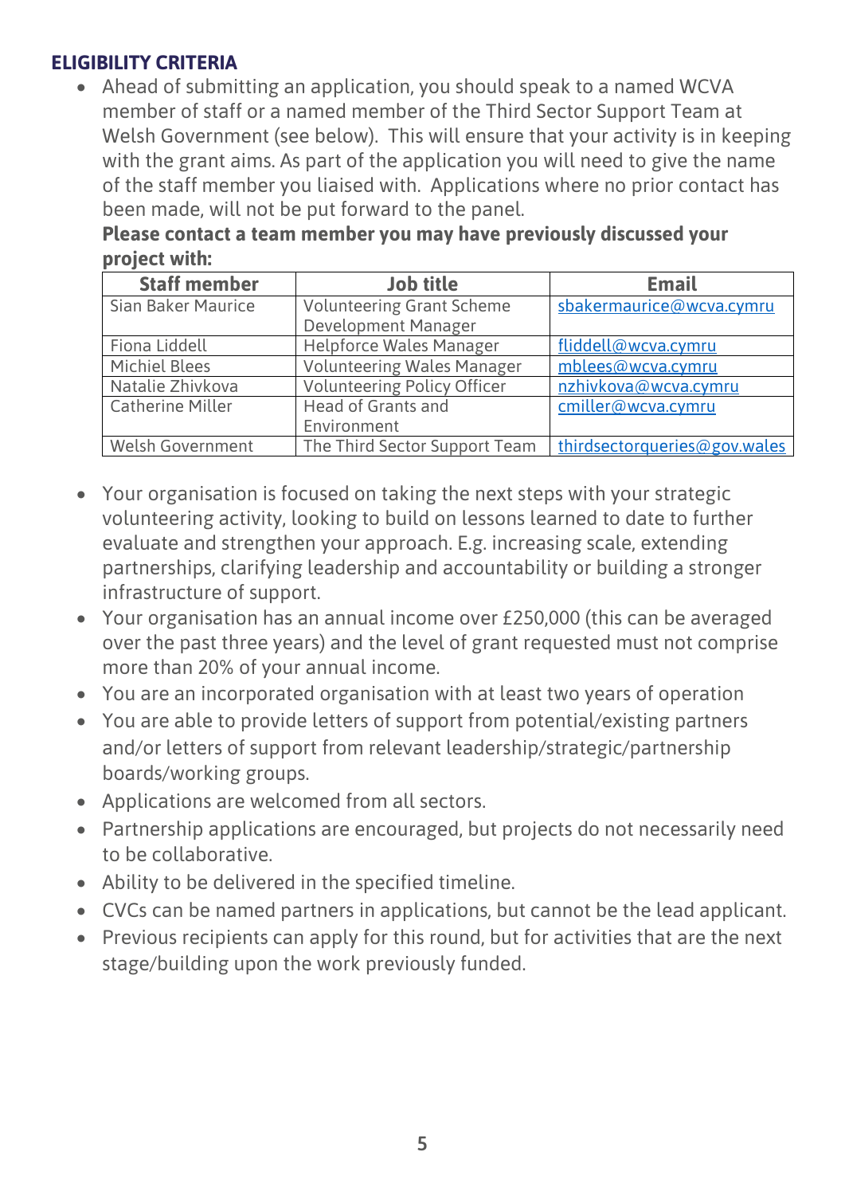## ELIGIBILITY CRITERIA

- Ahead of submitting an application, you should speak to a named WCVA member of staff or a named member of the Third Sector Support Team at Welsh Government (see below). This will ensure that your activity is in keeping with the grant aims. As part of the application you will need to give the name of the staff member you liaised with. Applications where no prior contact has been made, will not be put forward to the panel.

  **Please contact a team member you may have previously discussed your project with:**

| Staff member | Job title | Email |
|---|---|---|
| Sian Baker Maurice | Volunteering Grant Scheme Development Manager | sbakermaurice@wcva.cymru |
| Fiona Liddell | Helpforce Wales Manager | fliddell@wcva.cymru |
| Michiel Blees | Volunteering Wales Manager | mblees@wcva.cymru |
| Natalie Zhivkova | Volunteering Policy Officer | nzhivkova@wcva.cymru |
| Catherine Miller | Head of Grants and Environment | cmiller@wcva.cymru |
| Welsh Government | The Third Sector Support Team | thirdsectorqueries@gov.wales |

- Your organisation is focused on taking the next steps with your strategic volunteering activity, looking to build on lessons learned to date to further evaluate and strengthen your approach. E.g. increasing scale, extending partnerships, clarifying leadership and accountability or building a stronger infrastructure of support.
- Your organisation has an annual income over £250,000 (this can be averaged over the past three years) and the level of grant requested must not comprise more than 20% of your annual income.
- You are an incorporated organisation with at least two years of operation
- You are able to provide letters of support from potential/existing partners and/or letters of support from relevant leadership/strategic/partnership boards/working groups.
- Applications are welcomed from all sectors.
- Partnership applications are encouraged, but projects do not necessarily need to be collaborative.
- Ability to be delivered in the specified timeline.
- CVCs can be named partners in applications, but cannot be the lead applicant.
- Previous recipients can apply for this round, but for activities that are the next stage/building upon the work previously funded.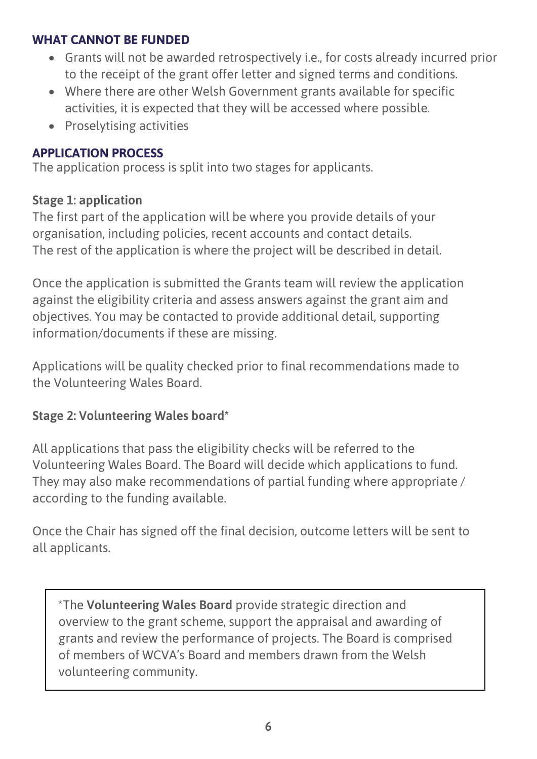## WHAT CANNOT BE FUNDED

- Grants will not be awarded retrospectively i.e., for costs already incurred prior to the receipt of the grant offer letter and signed terms and conditions.
- Where there are other Welsh Government grants available for specific activities, it is expected that they will be accessed where possible.
- Proselytising activities

## APPLICATION PROCESS

The application process is split into two stages for applicants.

### Stage 1: application

The first part of the application will be where you provide details of your organisation, including policies, recent accounts and contact details.
The rest of the application is where the project will be described in detail.

Once the application is submitted the Grants team will review the application against the eligibility criteria and assess answers against the grant aim and objectives. You may be contacted to provide additional detail, supporting information/documents if these are missing.

Applications will be quality checked prior to final recommendations made to the Volunteering Wales Board.

### Stage 2: Volunteering Wales board*

All applications that pass the eligibility checks will be referred to the Volunteering Wales Board. The Board will decide which applications to fund. They may also make recommendations of partial funding where appropriate / according to the funding available.

Once the Chair has signed off the final decision, outcome letters will be sent to all applicants.

> *The **Volunteering Wales Board** provide strategic direction and overview to the grant scheme, support the appraisal and awarding of grants and review the performance of projects. The Board is comprised of members of WCVA's Board and members drawn from the Welsh volunteering community.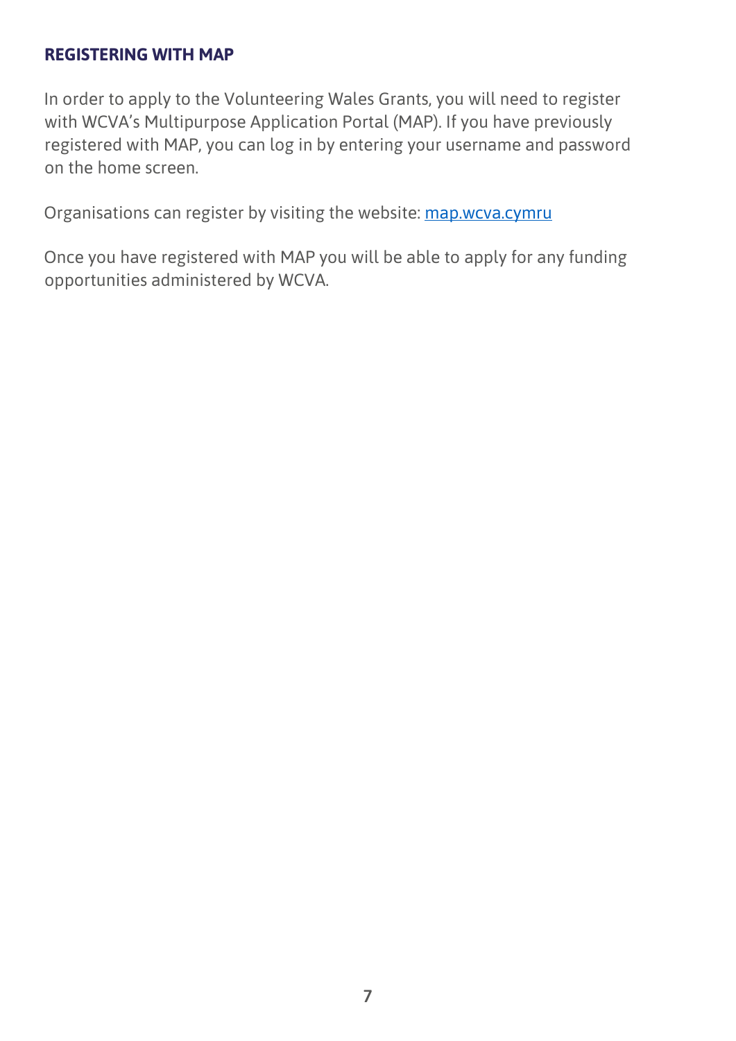## REGISTERING WITH MAP

In order to apply to the Volunteering Wales Grants, you will need to register with WCVA's Multipurpose Application Portal (MAP). If you have previously registered with MAP, you can log in by entering your username and password on the home screen.

Organisations can register by visiting the website: [map.wcva.cymru](map.wcva.cymru)

Once you have registered with MAP you will be able to apply for any funding opportunities administered by WCVA.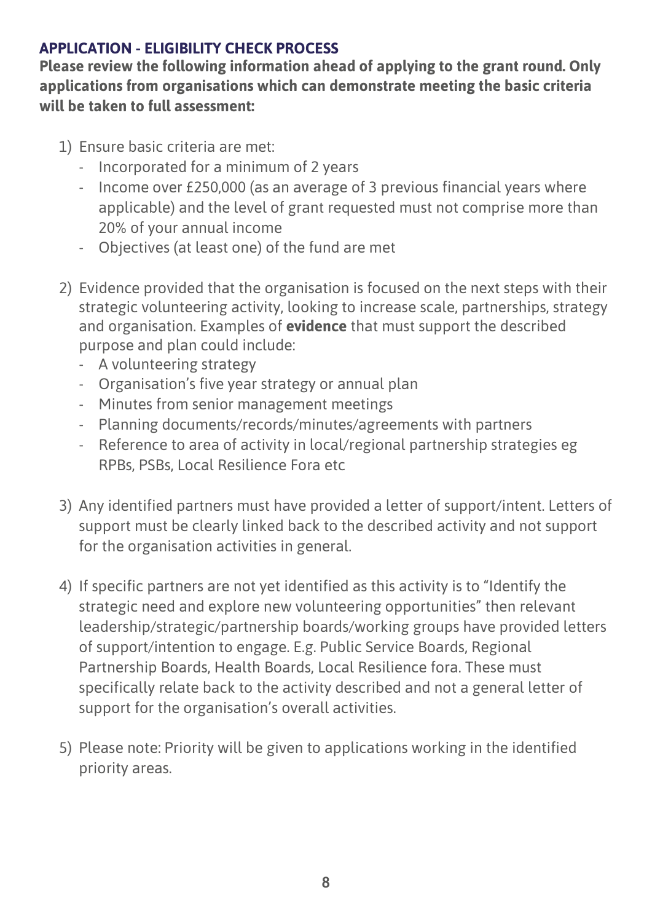## APPLICATION - ELIGIBILITY CHECK PROCESS

**Please review the following information ahead of applying to the grant round. Only applications from organisations which can demonstrate meeting the basic criteria will be taken to full assessment:**

1) Ensure basic criteria are met:
   - Incorporated for a minimum of 2 years
   - Income over £250,000 (as an average of 3 previous financial years where applicable) and the level of grant requested must not comprise more than 20% of your annual income
   - Objectives (at least one) of the fund are met

2) Evidence provided that the organisation is focused on the next steps with their strategic volunteering activity, looking to increase scale, partnerships, strategy and organisation. Examples of **evidence** that must support the described purpose and plan could include:
   - A volunteering strategy
   - Organisation's five year strategy or annual plan
   - Minutes from senior management meetings
   - Planning documents/records/minutes/agreements with partners
   - Reference to area of activity in local/regional partnership strategies eg RPBs, PSBs, Local Resilience Fora etc

3) Any identified partners must have provided a letter of support/intent. Letters of support must be clearly linked back to the described activity and not support for the organisation activities in general.

4) If specific partners are not yet identified as this activity is to "Identify the strategic need and explore new volunteering opportunities" then relevant leadership/strategic/partnership boards/working groups have provided letters of support/intention to engage. E.g. Public Service Boards, Regional Partnership Boards, Health Boards, Local Resilience fora. These must specifically relate back to the activity described and not a general letter of support for the organisation's overall activities.

5) Please note: Priority will be given to applications working in the identified priority areas.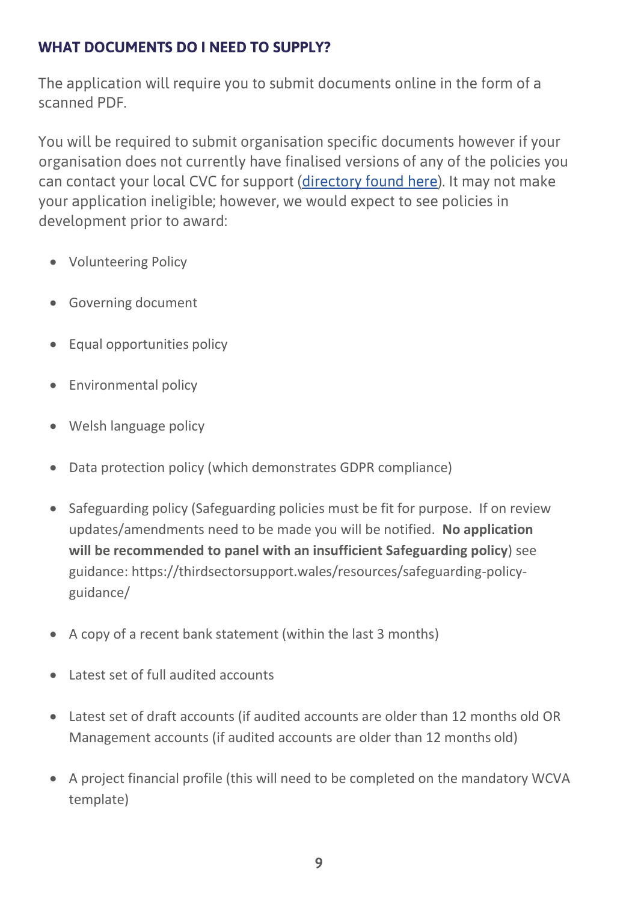### WHAT DOCUMENTS DO I NEED TO SUPPLY?

The application will require you to submit documents online in the form of a scanned PDF.

You will be required to submit organisation specific documents however if your organisation does not currently have finalised versions of any of the policies you can contact your local CVC for support (directory found here). It may not make your application ineligible; however, we would expect to see policies in development prior to award:

- Volunteering Policy
- Governing document
- Equal opportunities policy
- Environmental policy
- Welsh language policy
- Data protection policy (which demonstrates GDPR compliance)
- Safeguarding policy (Safeguarding policies must be fit for purpose. If on review updates/amendments need to be made you will be notified. **No application will be recommended to panel with an insufficient Safeguarding policy**) see guidance: https://thirdsectorsupport.wales/resources/safeguarding-policy-guidance/
- A copy of a recent bank statement (within the last 3 months)
- Latest set of full audited accounts
- Latest set of draft accounts (if audited accounts are older than 12 months old OR Management accounts (if audited accounts are older than 12 months old)
- A project financial profile (this will need to be completed on the mandatory WCVA template)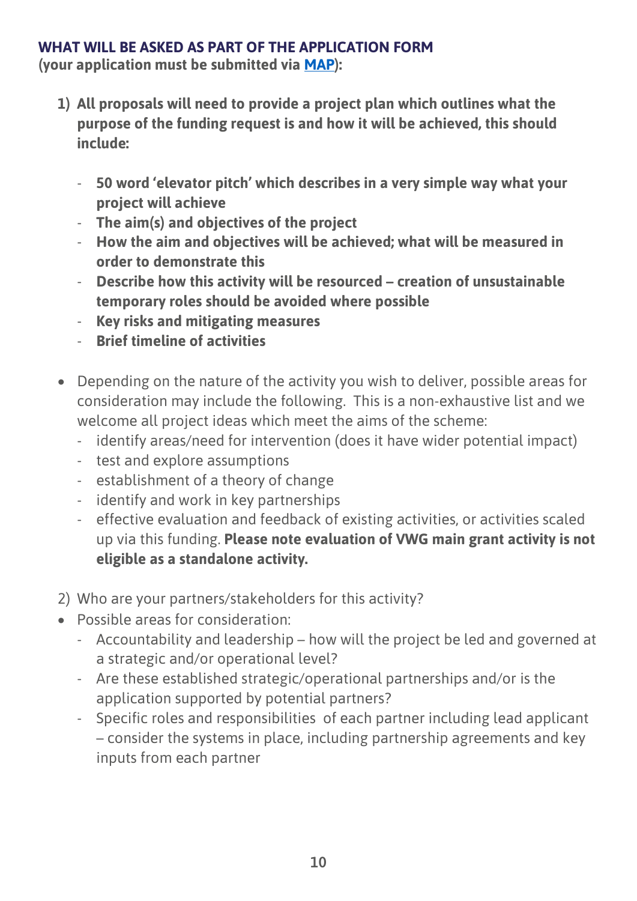## WHAT WILL BE ASKED AS PART OF THE APPLICATION FORM

**(your application must be submitted via MAP):**

1) **All proposals will need to provide a project plan which outlines what the purpose of the funding request is and how it will be achieved, this should include:**

    - **50 word 'elevator pitch' which describes in a very simple way what your project will achieve**
    - **The aim(s) and objectives of the project**
    - **How the aim and objectives will be achieved; what will be measured in order to demonstrate this**
    - **Describe how this activity will be resourced – creation of unsustainable temporary roles should be avoided where possible**
    - **Key risks and mitigating measures**
    - **Brief timeline of activities**

- Depending on the nature of the activity you wish to deliver, possible areas for consideration may include the following. This is a non-exhaustive list and we welcome all project ideas which meet the aims of the scheme:
    - identify areas/need for intervention (does it have wider potential impact)
    - test and explore assumptions
    - establishment of a theory of change
    - identify and work in key partnerships
    - effective evaluation and feedback of existing activities, or activities scaled up via this funding. **Please note evaluation of VWG main grant activity is not eligible as a standalone activity.**

2) Who are your partners/stakeholders for this activity?

- Possible areas for consideration:
    - Accountability and leadership – how will the project be led and governed at a strategic and/or operational level?
    - Are these established strategic/operational partnerships and/or is the application supported by potential partners?
    - Specific roles and responsibilities of each partner including lead applicant – consider the systems in place, including partnership agreements and key inputs from each partner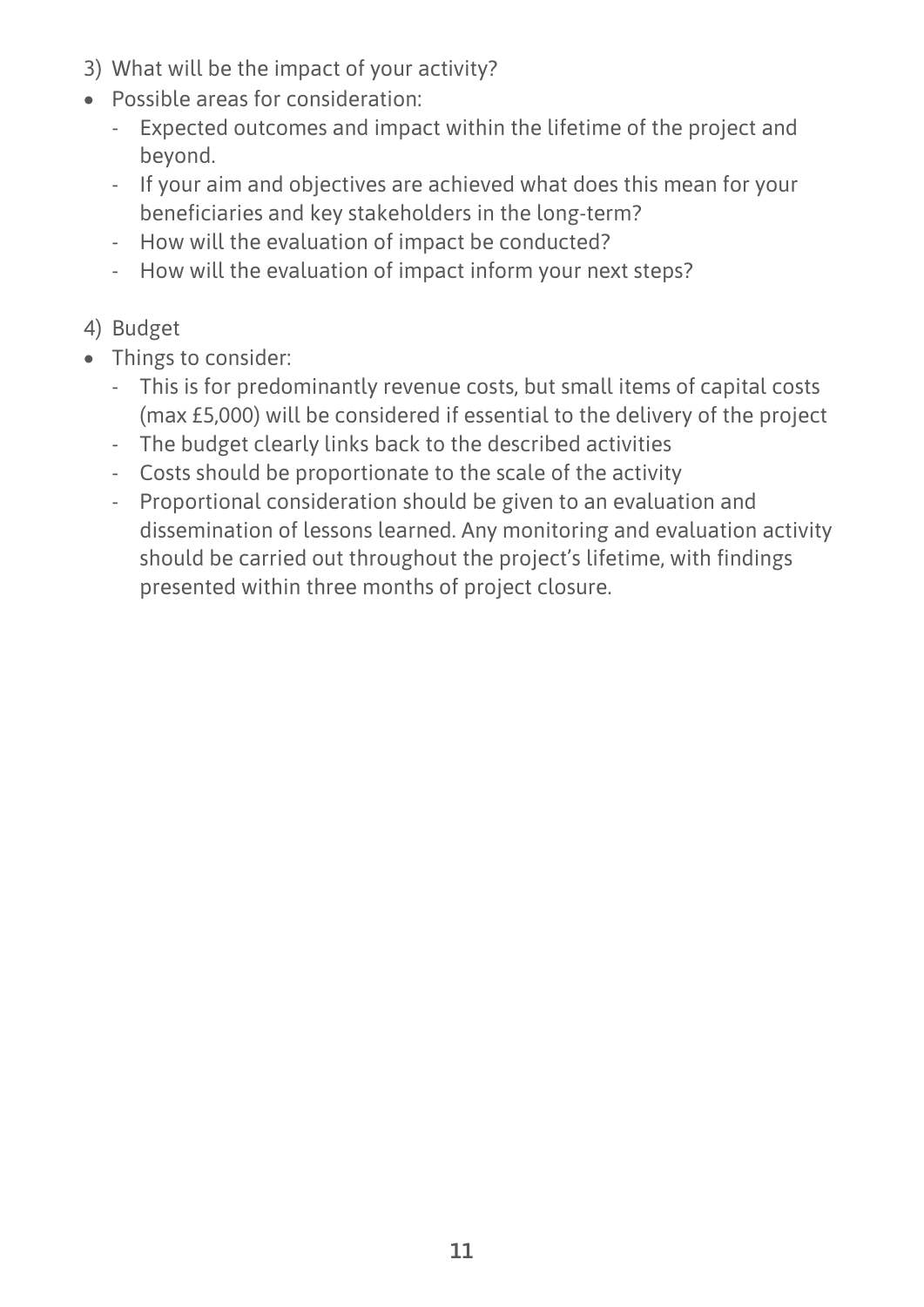3) What will be the impact of your activity?

- Possible areas for consideration:
  - Expected outcomes and impact within the lifetime of the project and beyond.
  - If your aim and objectives are achieved what does this mean for your beneficiaries and key stakeholders in the long-term?
  - How will the evaluation of impact be conducted?
  - How will the evaluation of impact inform your next steps?

4) Budget

- Things to consider:
  - This is for predominantly revenue costs, but small items of capital costs (max £5,000) will be considered if essential to the delivery of the project
  - The budget clearly links back to the described activities
  - Costs should be proportionate to the scale of the activity
  - Proportional consideration should be given to an evaluation and dissemination of lessons learned. Any monitoring and evaluation activity should be carried out throughout the project's lifetime, with findings presented within three months of project closure.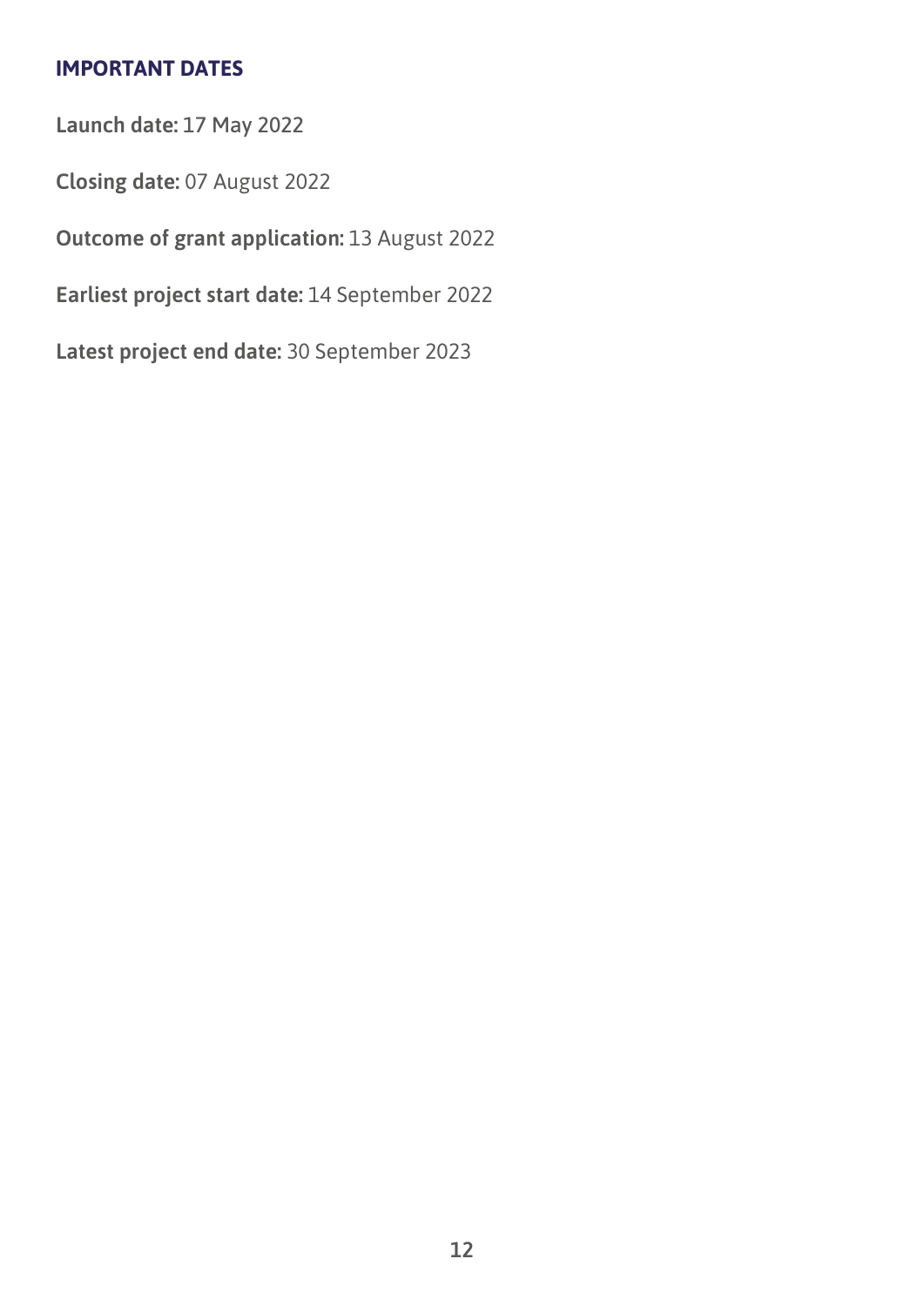## IMPORTANT DATES

**Launch date:** 17 May 2022

**Closing date:** 07 August 2022

**Outcome of grant application:** 13 August 2022

**Earliest project start date:** 14 September 2022

**Latest project end date:** 30 September 2023